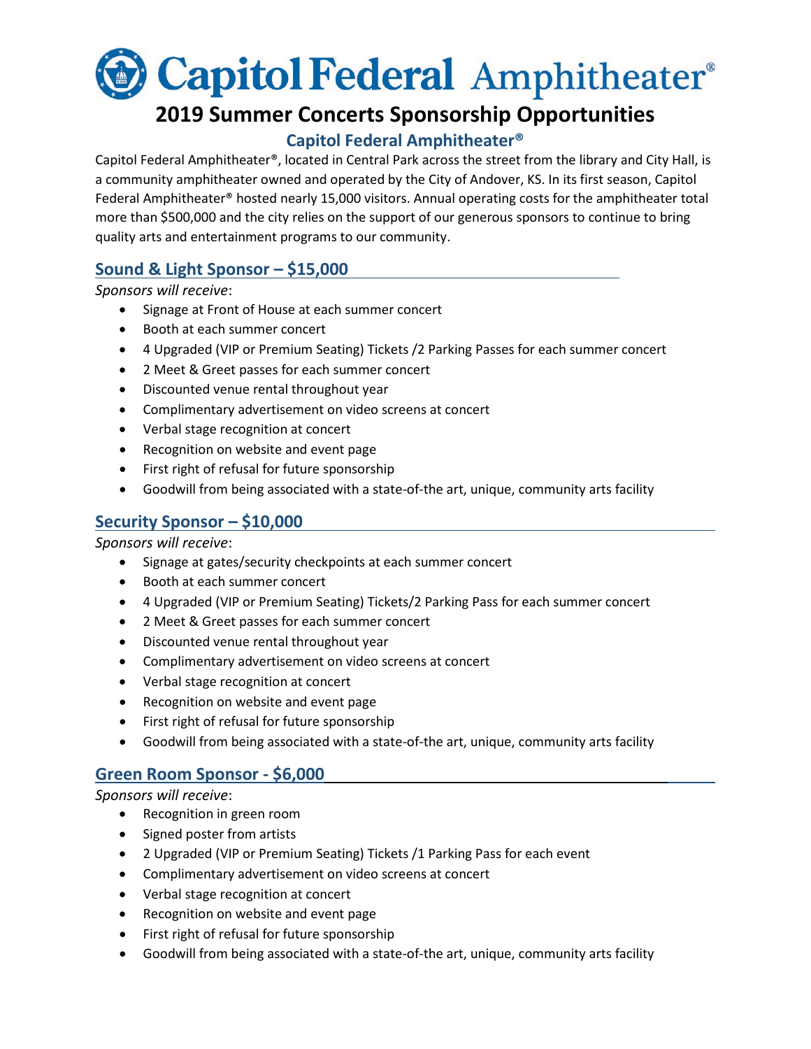# Capitol Federal Amphitheater®

## 2019 Summer Concerts Sponsorship Opportunities

### Capitol Federal Amphitheater®

Capitol Federal Amphitheater®, located in Central Park across the street from the library and City Hall, is a community amphitheater owned and operated by the City of Andover, KS. In its first season, Capitol Federal Amphitheater® hosted nearly 15,000 visitors. Annual operating costs for the amphitheater total more than $500,000 and the city relies on the support of our generous sponsors to continue to bring quality arts and entertainment programs to our community.

### Sound & Light Sponsor – $15,000

*Sponsors will receive*:

- Signage at Front of House at each summer concert
- Booth at each summer concert
- 4 Upgraded (VIP or Premium Seating) Tickets /2 Parking Passes for each summer concert
- 2 Meet & Greet passes for each summer concert
- Discounted venue rental throughout year
- Complimentary advertisement on video screens at concert
- Verbal stage recognition at concert
- Recognition on website and event page
- First right of refusal for future sponsorship
- Goodwill from being associated with a state-of-the art, unique, community arts facility

### Security Sponsor – $10,000

*Sponsors will receive*:

- Signage at gates/security checkpoints at each summer concert
- Booth at each summer concert
- 4 Upgraded (VIP or Premium Seating) Tickets/2 Parking Pass for each summer concert
- 2 Meet & Greet passes for each summer concert
- Discounted venue rental throughout year
- Complimentary advertisement on video screens at concert
- Verbal stage recognition at concert
- Recognition on website and event page
- First right of refusal for future sponsorship
- Goodwill from being associated with a state-of-the art, unique, community arts facility

### Green Room Sponsor - $6,000

*Sponsors will receive*:

- Recognition in green room
- Signed poster from artists
- 2 Upgraded (VIP or Premium Seating) Tickets /1 Parking Pass for each event
- Complimentary advertisement on video screens at concert
- Verbal stage recognition at concert
- Recognition on website and event page
- First right of refusal for future sponsorship
- Goodwill from being associated with a state-of-the art, unique, community arts facility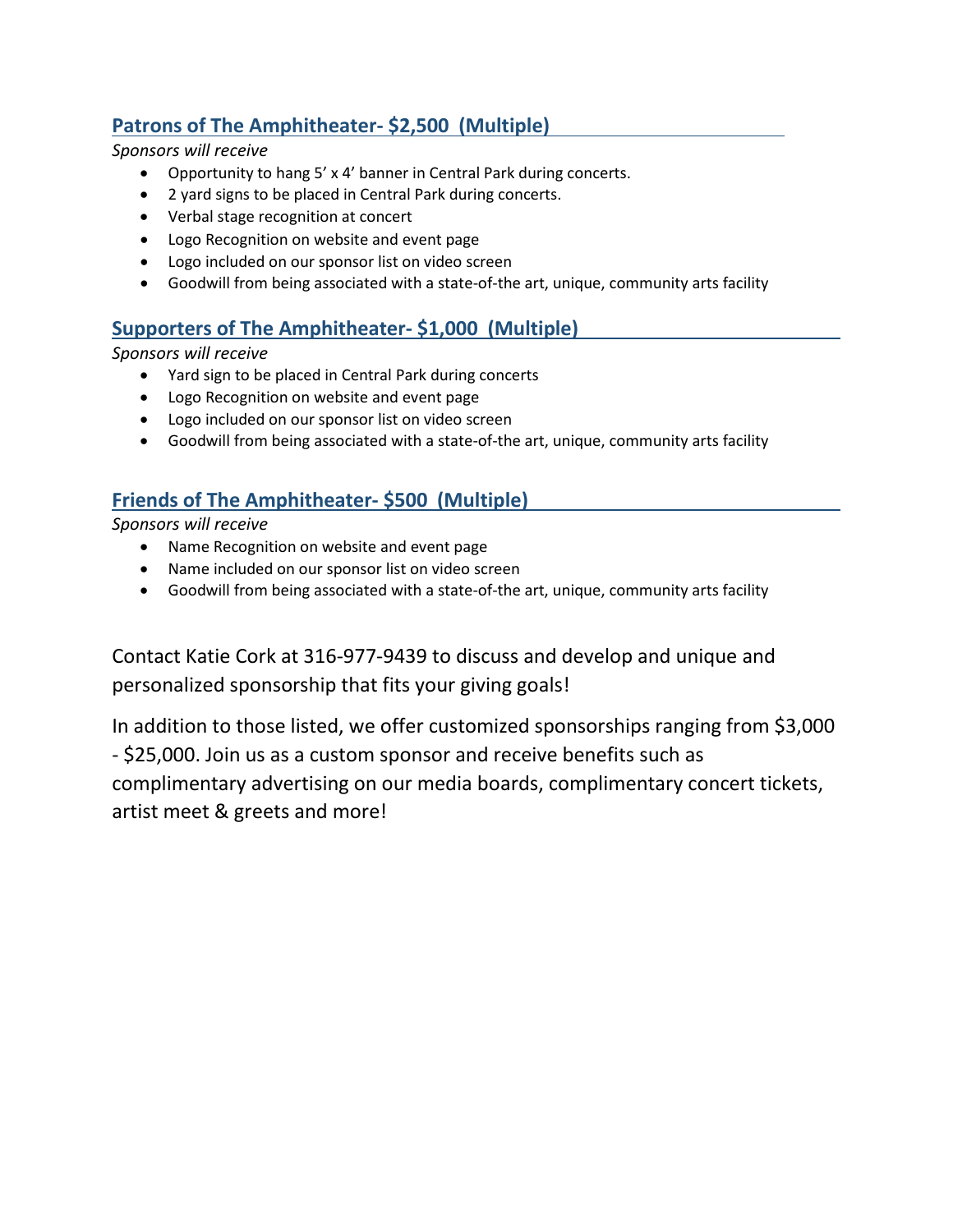## Patrons of The Amphitheater- $2,500 (Multiple)

*Sponsors will receive*

- Opportunity to hang 5' x 4' banner in Central Park during concerts.
- 2 yard signs to be placed in Central Park during concerts.
- Verbal stage recognition at concert
- Logo Recognition on website and event page
- Logo included on our sponsor list on video screen
- Goodwill from being associated with a state-of-the art, unique, community arts facility

## Supporters of The Amphitheater- $1,000 (Multiple)

*Sponsors will receive*

- Yard sign to be placed in Central Park during concerts
- Logo Recognition on website and event page
- Logo included on our sponsor list on video screen
- Goodwill from being associated with a state-of-the art, unique, community arts facility

## Friends of The Amphitheater- $500 (Multiple)

*Sponsors will receive*

- Name Recognition on website and event page
- Name included on our sponsor list on video screen
- Goodwill from being associated with a state-of-the art, unique, community arts facility

Contact Katie Cork at 316-977-9439 to discuss and develop and unique and personalized sponsorship that fits your giving goals!

In addition to those listed, we offer customized sponsorships ranging from $3,000 - $25,000. Join us as a custom sponsor and receive benefits such as complimentary advertising on our media boards, complimentary concert tickets, artist meet & greets and more!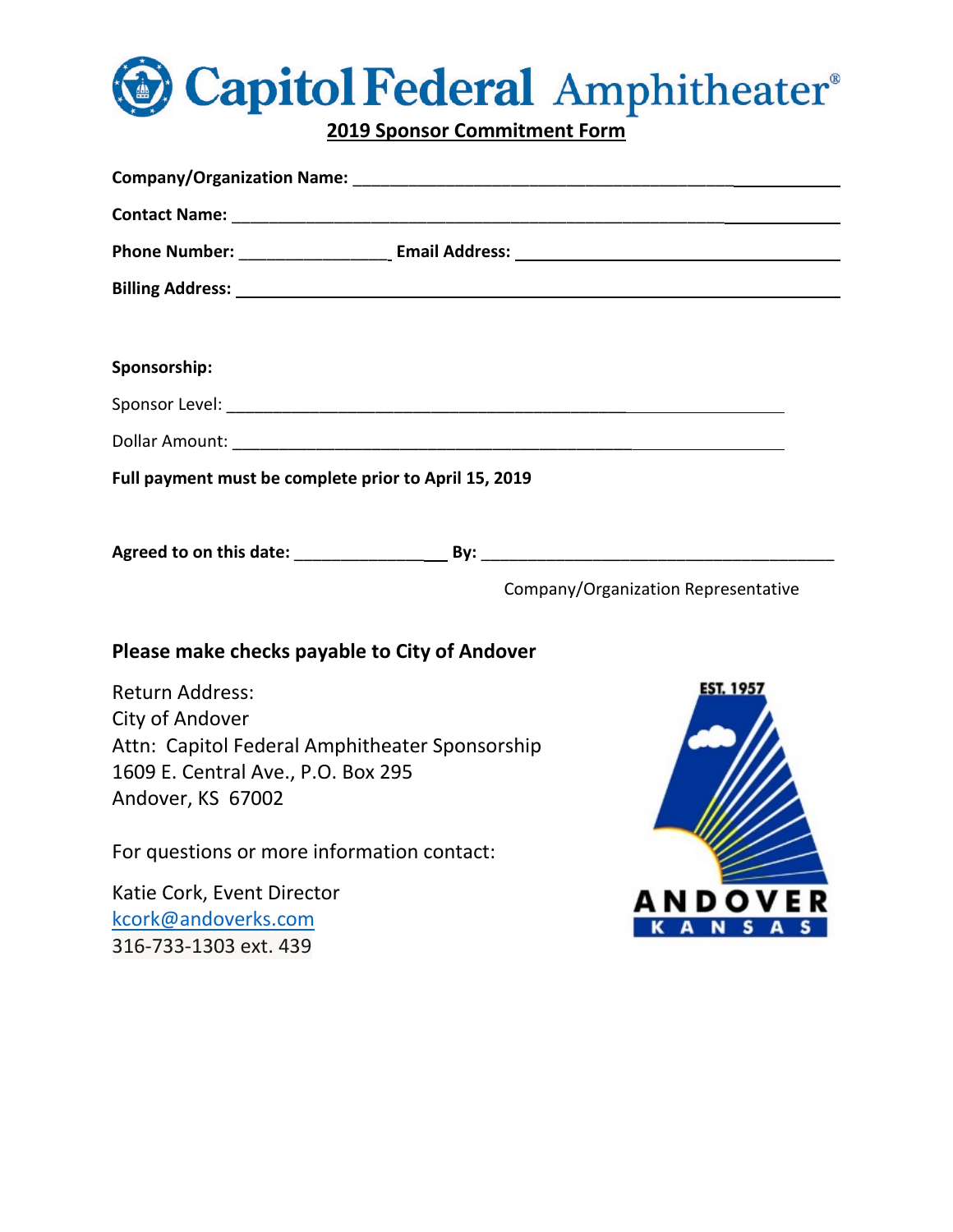# Capitol Federal Amphitheater®

## 2019 Sponsor Commitment Form

**Company/Organization Name:** ______________________________________________

**Contact Name:** ______________________________________________

**Phone Number:** ________________ **Email Address:** ______________________________

**Billing Address:** ______________________________________________

**Sponsorship:**

Sponsor Level: ______________________________________________

Dollar Amount: ______________________________________________

**Full payment must be complete prior to April 15, 2019**

**Agreed to on this date:** ________________ **By:** ______________________________

Company/Organization Representative

**Please make checks payable to City of Andover**

Return Address:
City of Andover
Attn: Capitol Federal Amphitheater Sponsorship
1609 E. Central Ave., P.O. Box 295
Andover, KS 67002

For questions or more information contact:

Katie Cork, Event Director
kcork@andoverks.com
316-733-1303 ext. 439

EST. 1957
ANDOVER
KANSAS